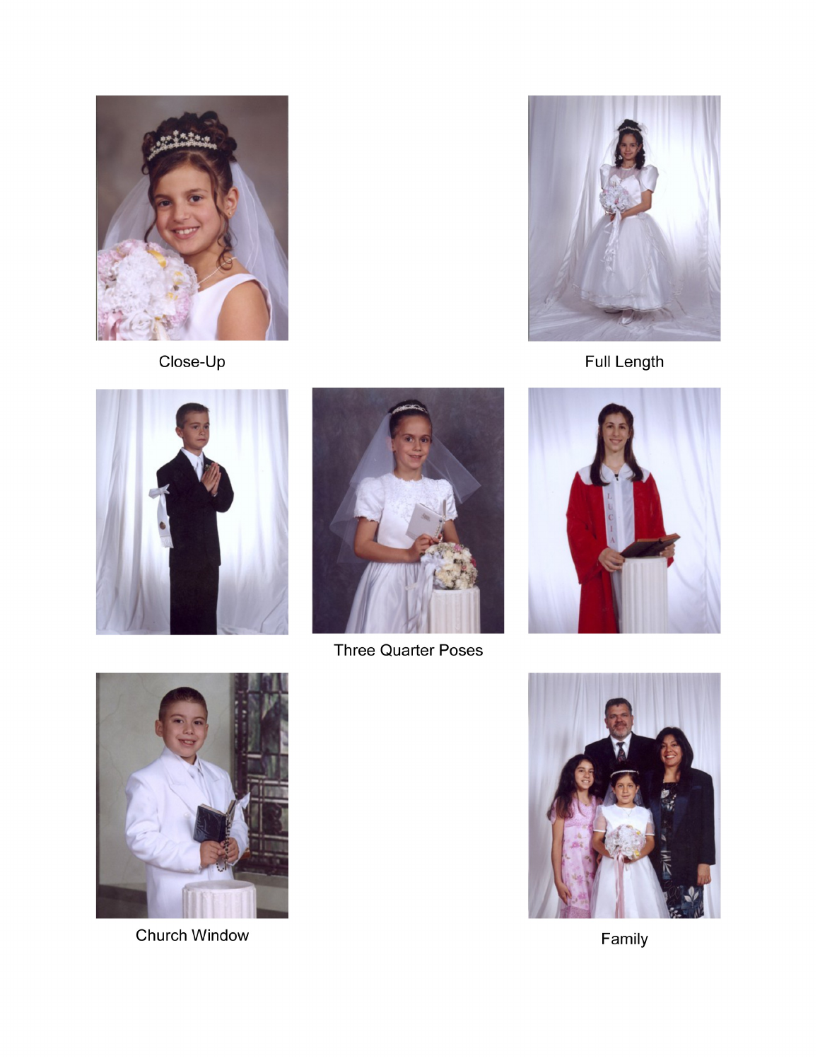Close-Up

Full Length

Three Quarter Poses

Church Window

Family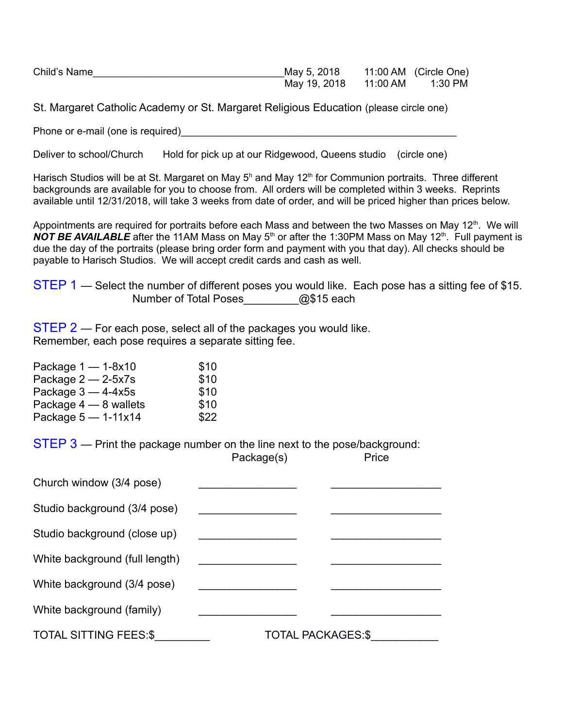Child's Name___________________________________ May 5, 2018 11:00 AM (Circle One)
May 19, 2018 11:00 AM 1:30 PM

St. Margaret Catholic Academy or St. Margaret Religious Education (please circle one)

Phone or e-mail (one is required)___________________________________________________

Deliver to school/Church Hold for pick up at our Ridgewood, Queens studio (circle one)

Harisch Studios will be at St. Margaret on May 5h and May 12th for Communion portraits. Three different backgrounds are available for you to choose from. All orders will be completed within 3 weeks. Reprints available until 12/31/2018, will take 3 weeks from date of order, and will be priced higher than prices below.

Appointments are required for portraits before each Mass and between the two Masses on May 12th. We will ***NOT BE AVAILABLE*** after the 11AM Mass on May 5th or after the 1:30PM Mass on May 12th. Full payment is due the day of the portraits (please bring order form and payment with you that day). All checks should be payable to Harisch Studios. We will accept credit cards and cash as well.

STEP 1 — Select the number of different poses you would like. Each pose has a sitting fee of $15.
Number of Total Poses_________@$15 each

STEP 2 — For each pose, select all of the packages you would like.
Remember, each pose requires a separate sitting fee.

| | |
|---|---|
| Package 1 — 1-8x10 | $10 |
| Package 2 — 2-5x7s | $10 |
| Package 3 — 4-4x5s | $10 |
| Package 4 — 8 wallets | $10 |
| Package 5 — 1-11x14 | $22 |

STEP 3 — Print the package number on the line next to the pose/background:

| | Package(s) | Price |
|---|---|---|
| Church window (3/4 pose) | ________________ | __________________ |
| Studio background (3/4 pose) | ________________ | __________________ |
| Studio background (close up) | ________________ | __________________ |
| White background (full length) | ________________ | __________________ |
| White background (3/4 pose) | ________________ | __________________ |
| White background (family) | ________________ | __________________ |

TOTAL SITTING FEES:$_________ TOTAL PACKAGES:$___________